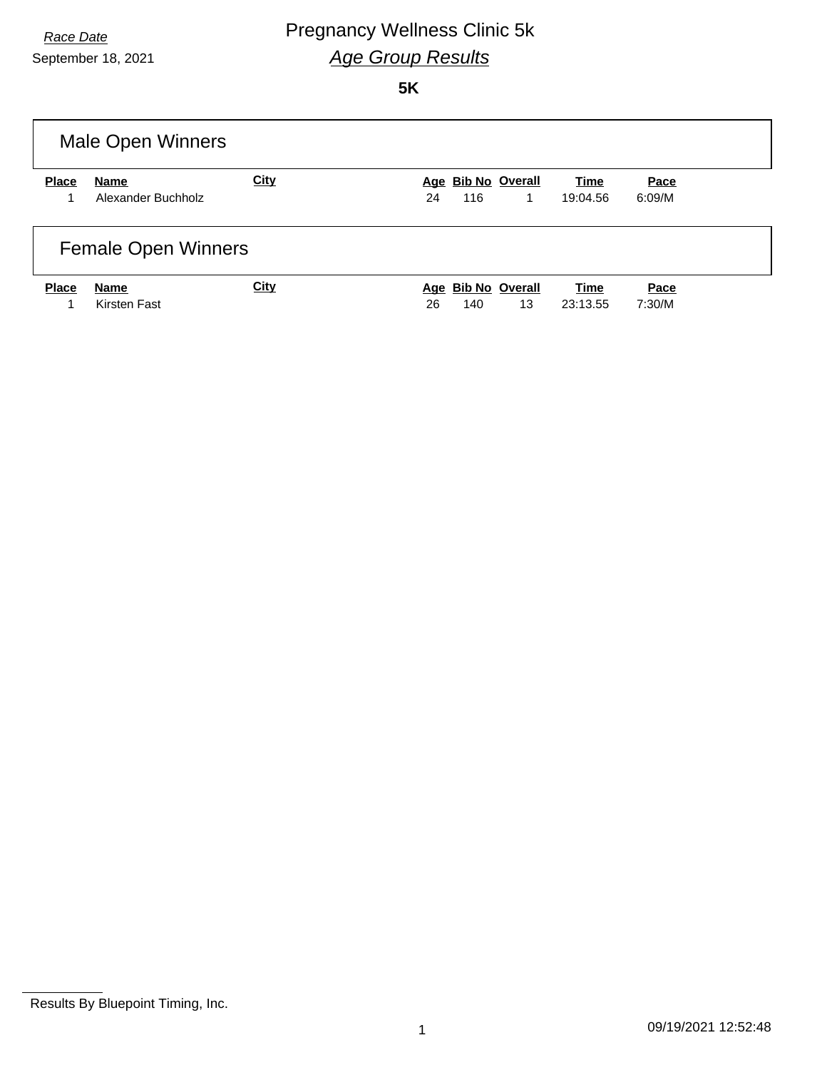*Race Date*

September 18, 2021

# Pregnancy Wellness Clinic 5k

## *Age Group Results*

**5K**

### Male Open Winners

| Place | Name | City | Age | Bib No | Overall | Time | Pace |
|---|---|---|---|---|---|---|---|
| 1 | Alexander Buchholz | | 24 | 116 | 1 | 19:04.56 | 6:09/M |

### Female Open Winners

| Place | Name | City | Age | Bib No | Overall | Time | Pace |
|---|---|---|---|---|---|---|---|
| 1 | Kirsten Fast | | 26 | 140 | 13 | 23:13.55 | 7:30/M |

Results By Bluepoint Timing, Inc.

09/19/2021 12:52:48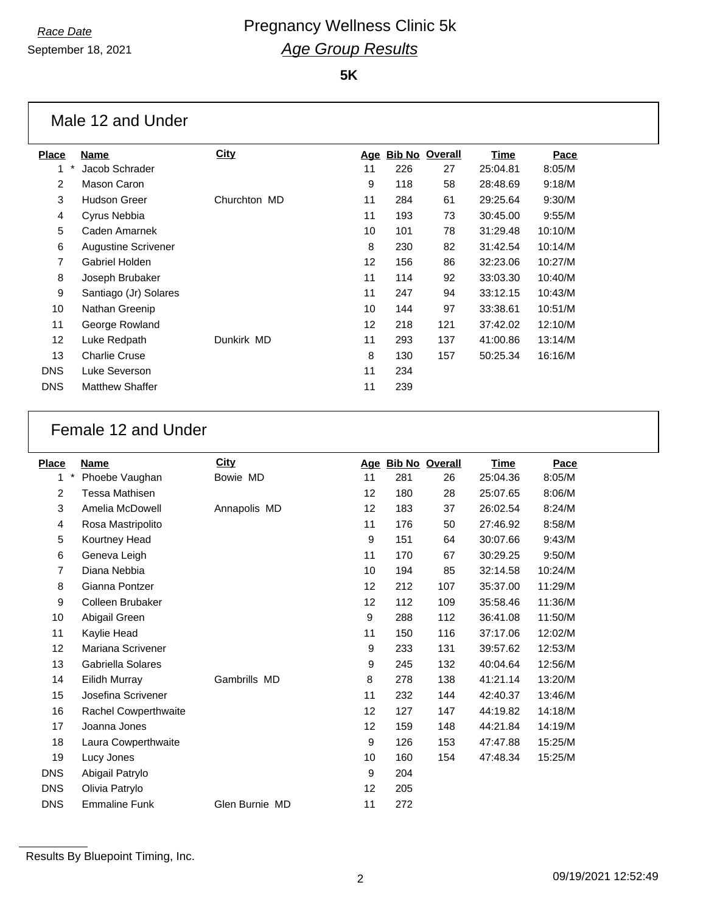*Race Date*

September 18, 2021

# Pregnancy Wellness Clinic 5k

## *Age Group Results*

**5K**

### Male 12 and Under

| Place | Name | City | Age | Bib No | Overall | Time | Pace |
|---|---|---|---|---|---|---|---|
| 1 * | Jacob Schrader | | 11 | 226 | 27 | 25:04.81 | 8:05/M |
| 2 | Mason Caron | | 9 | 118 | 58 | 28:48.69 | 9:18/M |
| 3 | Hudson Greer | Churchton MD | 11 | 284 | 61 | 29:25.64 | 9:30/M |
| 4 | Cyrus Nebbia | | 11 | 193 | 73 | 30:45.00 | 9:55/M |
| 5 | Caden Amarnek | | 10 | 101 | 78 | 31:29.48 | 10:10/M |
| 6 | Augustine Scrivener | | 8 | 230 | 82 | 31:42.54 | 10:14/M |
| 7 | Gabriel Holden | | 12 | 156 | 86 | 32:23.06 | 10:27/M |
| 8 | Joseph Brubaker | | 11 | 114 | 92 | 33:03.30 | 10:40/M |
| 9 | Santiago (Jr) Solares | | 11 | 247 | 94 | 33:12.15 | 10:43/M |
| 10 | Nathan Greenip | | 10 | 144 | 97 | 33:38.61 | 10:51/M |
| 11 | George Rowland | | 12 | 218 | 121 | 37:42.02 | 12:10/M |
| 12 | Luke Redpath | Dunkirk MD | 11 | 293 | 137 | 41:00.86 | 13:14/M |
| 13 | Charlie Cruse | | 8 | 130 | 157 | 50:25.34 | 16:16/M |
| DNS | Luke Severson | | 11 | 234 | | | |
| DNS | Matthew Shaffer | | 11 | 239 | | | |

### Female 12 and Under

| Place | Name | City | Age | Bib No | Overall | Time | Pace |
|---|---|---|---|---|---|---|---|
| 1 * | Phoebe Vaughan | Bowie MD | 11 | 281 | 26 | 25:04.36 | 8:05/M |
| 2 | Tessa Mathisen | | 12 | 180 | 28 | 25:07.65 | 8:06/M |
| 3 | Amelia McDowell | Annapolis MD | 12 | 183 | 37 | 26:02.54 | 8:24/M |
| 4 | Rosa Mastripolito | | 11 | 176 | 50 | 27:46.92 | 8:58/M |
| 5 | Kourtney Head | | 9 | 151 | 64 | 30:07.66 | 9:43/M |
| 6 | Geneva Leigh | | 11 | 170 | 67 | 30:29.25 | 9:50/M |
| 7 | Diana Nebbia | | 10 | 194 | 85 | 32:14.58 | 10:24/M |
| 8 | Gianna Pontzer | | 12 | 212 | 107 | 35:37.00 | 11:29/M |
| 9 | Colleen Brubaker | | 12 | 112 | 109 | 35:58.46 | 11:36/M |
| 10 | Abigail Green | | 9 | 288 | 112 | 36:41.08 | 11:50/M |
| 11 | Kaylie Head | | 11 | 150 | 116 | 37:17.06 | 12:02/M |
| 12 | Mariana Scrivener | | 9 | 233 | 131 | 39:57.62 | 12:53/M |
| 13 | Gabriella Solares | | 9 | 245 | 132 | 40:04.64 | 12:56/M |
| 14 | Eilidh Murray | Gambrills MD | 8 | 278 | 138 | 41:21.14 | 13:20/M |
| 15 | Josefina Scrivener | | 11 | 232 | 144 | 42:40.37 | 13:46/M |
| 16 | Rachel Cowperthwaite | | 12 | 127 | 147 | 44:19.82 | 14:18/M |
| 17 | Joanna Jones | | 12 | 159 | 148 | 44:21.84 | 14:19/M |
| 18 | Laura Cowperthwaite | | 9 | 126 | 153 | 47:47.88 | 15:25/M |
| 19 | Lucy Jones | | 10 | 160 | 154 | 47:48.34 | 15:25/M |
| DNS | Abigail Patrylo | | 9 | 204 | | | |
| DNS | Olivia Patrylo | | 12 | 205 | | | |
| DNS | Emmaline Funk | Glen Burnie MD | 11 | 272 | | | |

Results By Bluepoint Timing, Inc.

09/19/2021 12:52:49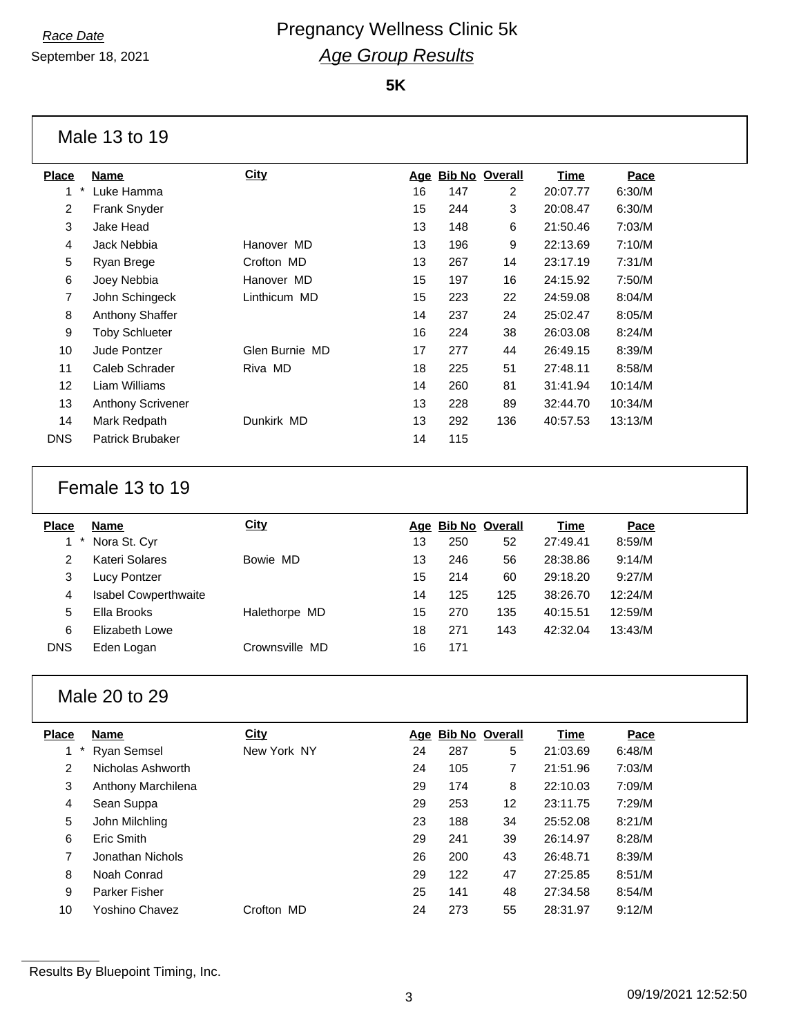Race Date

September 18, 2021

# Pregnancy Wellness Clinic 5k

## *Age Group Results*

**5K**

### Male 13 to 19

| Place | Name | City | Age | Bib No | Overall | Time | Pace |
|---|---|---|---|---|---|---|---|
| 1 * | Luke Hamma | | 16 | 147 | 2 | 20:07.77 | 6:30/M |
| 2 | Frank Snyder | | 15 | 244 | 3 | 20:08.47 | 6:30/M |
| 3 | Jake Head | | 13 | 148 | 6 | 21:50.46 | 7:03/M |
| 4 | Jack Nebbia | Hanover MD | 13 | 196 | 9 | 22:13.69 | 7:10/M |
| 5 | Ryan Brege | Crofton MD | 13 | 267 | 14 | 23:17.19 | 7:31/M |
| 6 | Joey Nebbia | Hanover MD | 15 | 197 | 16 | 24:15.92 | 7:50/M |
| 7 | John Schingeck | Linthicum MD | 15 | 223 | 22 | 24:59.08 | 8:04/M |
| 8 | Anthony Shaffer | | 14 | 237 | 24 | 25:02.47 | 8:05/M |
| 9 | Toby Schlueter | | 16 | 224 | 38 | 26:03.08 | 8:24/M |
| 10 | Jude Pontzer | Glen Burnie MD | 17 | 277 | 44 | 26:49.15 | 8:39/M |
| 11 | Caleb Schrader | Riva MD | 18 | 225 | 51 | 27:48.11 | 8:58/M |
| 12 | Liam Williams | | 14 | 260 | 81 | 31:41.94 | 10:14/M |
| 13 | Anthony Scrivener | | 13 | 228 | 89 | 32:44.70 | 10:34/M |
| 14 | Mark Redpath | Dunkirk MD | 13 | 292 | 136 | 40:57.53 | 13:13/M |
| DNS | Patrick Brubaker | | 14 | 115 | | | |

### Female 13 to 19

| Place | Name | City | Age | Bib No | Overall | Time | Pace |
|---|---|---|---|---|---|---|---|
| 1 * | Nora St. Cyr | | 13 | 250 | 52 | 27:49.41 | 8:59/M |
| 2 | Kateri Solares | Bowie MD | 13 | 246 | 56 | 28:38.86 | 9:14/M |
| 3 | Lucy Pontzer | | 15 | 214 | 60 | 29:18.20 | 9:27/M |
| 4 | Isabel Cowperthwaite | | 14 | 125 | 125 | 38:26.70 | 12:24/M |
| 5 | Ella Brooks | Halethorpe MD | 15 | 270 | 135 | 40:15.51 | 12:59/M |
| 6 | Elizabeth Lowe | | 18 | 271 | 143 | 42:32.04 | 13:43/M |
| DNS | Eden Logan | Crownsville MD | 16 | 171 | | | |

### Male 20 to 29

| Place | Name | City | Age | Bib No | Overall | Time | Pace |
|---|---|---|---|---|---|---|---|
| 1 * | Ryan Semsel | New York NY | 24 | 287 | 5 | 21:03.69 | 6:48/M |
| 2 | Nicholas Ashworth | | 24 | 105 | 7 | 21:51.96 | 7:03/M |
| 3 | Anthony Marchilena | | 29 | 174 | 8 | 22:10.03 | 7:09/M |
| 4 | Sean Suppa | | 29 | 253 | 12 | 23:11.75 | 7:29/M |
| 5 | John Milchling | | 23 | 188 | 34 | 25:52.08 | 8:21/M |
| 6 | Eric Smith | | 29 | 241 | 39 | 26:14.97 | 8:28/M |
| 7 | Jonathan Nichols | | 26 | 200 | 43 | 26:48.71 | 8:39/M |
| 8 | Noah Conrad | | 29 | 122 | 47 | 27:25.85 | 8:51/M |
| 9 | Parker Fisher | | 25 | 141 | 48 | 27:34.58 | 8:54/M |
| 10 | Yoshino Chavez | Crofton MD | 24 | 273 | 55 | 28:31.97 | 9:12/M |

Results By Bluepoint Timing, Inc.

09/19/2021 12:52:50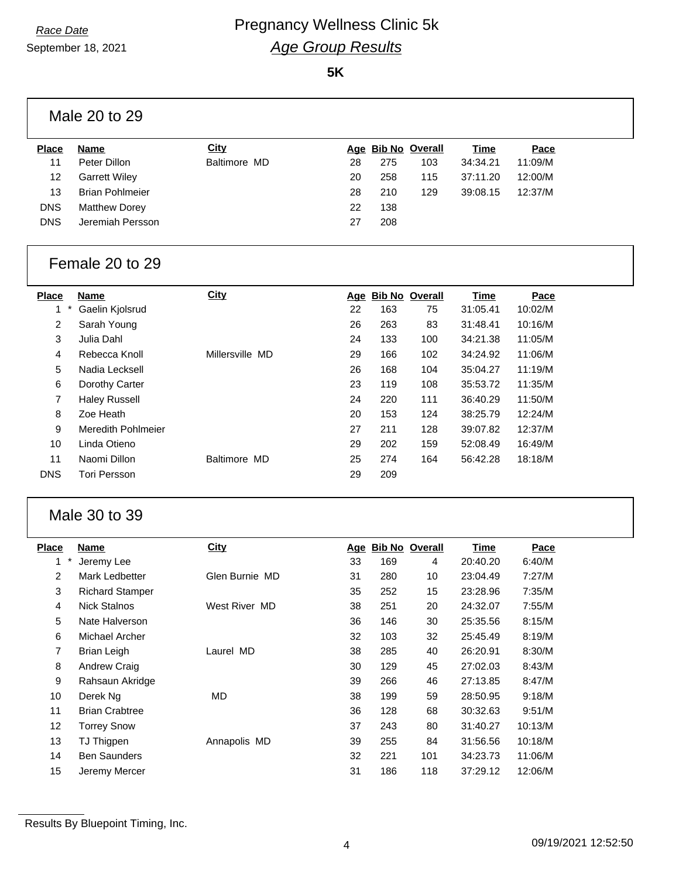*Race Date*
September 18, 2021

# Pregnancy Wellness Clinic 5k
## *Age Group Results*

**5K**

### Male 20 to 29

| Place | Name | City | Age | Bib No | Overall | Time | Pace |
|---|---|---|---|---|---|---|---|
| 11 | Peter Dillon | Baltimore MD | 28 | 275 | 103 | 34:34.21 | 11:09/M |
| 12 | Garrett Wiley | | 20 | 258 | 115 | 37:11.20 | 12:00/M |
| 13 | Brian Pohlmeier | | 28 | 210 | 129 | 39:08.15 | 12:37/M |
| DNS | Matthew Dorey | | 22 | 138 | | | |
| DNS | Jeremiah Persson | | 27 | 208 | | | |

### Female 20 to 29

| Place | Name | City | Age | Bib No | Overall | Time | Pace |
|---|---|---|---|---|---|---|---|
| 1 * | Gaelin Kjolsrud | | 22 | 163 | 75 | 31:05.41 | 10:02/M |
| 2 | Sarah Young | | 26 | 263 | 83 | 31:48.41 | 10:16/M |
| 3 | Julia Dahl | | 24 | 133 | 100 | 34:21.38 | 11:05/M |
| 4 | Rebecca Knoll | Millersville MD | 29 | 166 | 102 | 34:24.92 | 11:06/M |
| 5 | Nadia Lecksell | | 26 | 168 | 104 | 35:04.27 | 11:19/M |
| 6 | Dorothy Carter | | 23 | 119 | 108 | 35:53.72 | 11:35/M |
| 7 | Haley Russell | | 24 | 220 | 111 | 36:40.29 | 11:50/M |
| 8 | Zoe Heath | | 20 | 153 | 124 | 38:25.79 | 12:24/M |
| 9 | Meredith Pohlmeier | | 27 | 211 | 128 | 39:07.82 | 12:37/M |
| 10 | Linda Otieno | | 29 | 202 | 159 | 52:08.49 | 16:49/M |
| 11 | Naomi Dillon | Baltimore MD | 25 | 274 | 164 | 56:42.28 | 18:18/M |
| DNS | Tori Persson | | 29 | 209 | | | |

### Male 30 to 39

| Place | Name | City | Age | Bib No | Overall | Time | Pace |
|---|---|---|---|---|---|---|---|
| 1 * | Jeremy Lee | | 33 | 169 | 4 | 20:40.20 | 6:40/M |
| 2 | Mark Ledbetter | Glen Burnie MD | 31 | 280 | 10 | 23:04.49 | 7:27/M |
| 3 | Richard Stamper | | 35 | 252 | 15 | 23:28.96 | 7:35/M |
| 4 | Nick Stalnos | West River MD | 38 | 251 | 20 | 24:32.07 | 7:55/M |
| 5 | Nate Halverson | | 36 | 146 | 30 | 25:35.56 | 8:15/M |
| 6 | Michael Archer | | 32 | 103 | 32 | 25:45.49 | 8:19/M |
| 7 | Brian Leigh | Laurel MD | 38 | 285 | 40 | 26:20.91 | 8:30/M |
| 8 | Andrew Craig | | 30 | 129 | 45 | 27:02.03 | 8:43/M |
| 9 | Rahsaun Akridge | | 39 | 266 | 46 | 27:13.85 | 8:47/M |
| 10 | Derek Ng | MD | 38 | 199 | 59 | 28:50.95 | 9:18/M |
| 11 | Brian Crabtree | | 36 | 128 | 68 | 30:32.63 | 9:51/M |
| 12 | Torrey Snow | | 37 | 243 | 80 | 31:40.27 | 10:13/M |
| 13 | TJ Thigpen | Annapolis MD | 39 | 255 | 84 | 31:56.56 | 10:18/M |
| 14 | Ben Saunders | | 32 | 221 | 101 | 34:23.73 | 11:06/M |
| 15 | Jeremy Mercer | | 31 | 186 | 118 | 37:29.12 | 12:06/M |

Results By Bluepoint Timing, Inc.

09/19/2021 12:52:50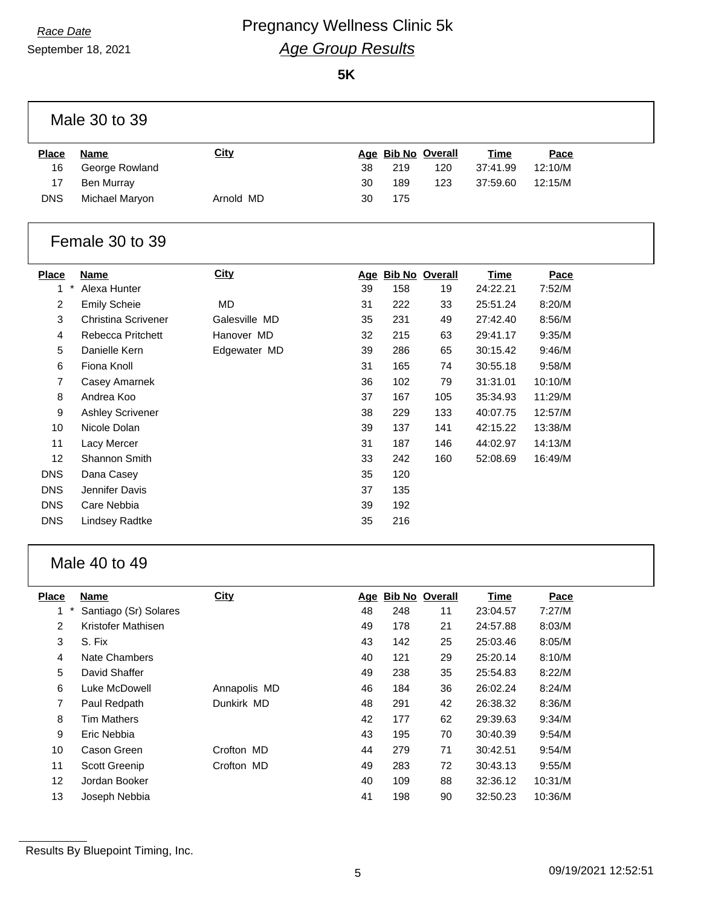Race Date

September 18, 2021

# Pregnancy Wellness Clinic 5k

## *Age Group Results*

**5K**

### Male 30 to 39

| Place | Name | City | Age | Bib No | Overall | Time | Pace |
|---|---|---|---|---|---|---|---|
| 16 | George Rowland | | 38 | 219 | 120 | 37:41.99 | 12:10/M |
| 17 | Ben Murray | | 30 | 189 | 123 | 37:59.60 | 12:15/M |
| DNS | Michael Maryon | Arnold MD | 30 | 175 | | | |

### Female 30 to 39

| Place | Name | City | Age | Bib No | Overall | Time | Pace |
|---|---|---|---|---|---|---|---|
| 1 * | Alexa Hunter | | 39 | 158 | 19 | 24:22.21 | 7:52/M |
| 2 | Emily Scheie | MD | 31 | 222 | 33 | 25:51.24 | 8:20/M |
| 3 | Christina Scrivener | Galesville MD | 35 | 231 | 49 | 27:42.40 | 8:56/M |
| 4 | Rebecca Pritchett | Hanover MD | 32 | 215 | 63 | 29:41.17 | 9:35/M |
| 5 | Danielle Kern | Edgewater MD | 39 | 286 | 65 | 30:15.42 | 9:46/M |
| 6 | Fiona Knoll | | 31 | 165 | 74 | 30:55.18 | 9:58/M |
| 7 | Casey Amarnek | | 36 | 102 | 79 | 31:31.01 | 10:10/M |
| 8 | Andrea Koo | | 37 | 167 | 105 | 35:34.93 | 11:29/M |
| 9 | Ashley Scrivener | | 38 | 229 | 133 | 40:07.75 | 12:57/M |
| 10 | Nicole Dolan | | 39 | 137 | 141 | 42:15.22 | 13:38/M |
| 11 | Lacy Mercer | | 31 | 187 | 146 | 44:02.97 | 14:13/M |
| 12 | Shannon Smith | | 33 | 242 | 160 | 52:08.69 | 16:49/M |
| DNS | Dana Casey | | 35 | 120 | | | |
| DNS | Jennifer Davis | | 37 | 135 | | | |
| DNS | Care Nebbia | | 39 | 192 | | | |
| DNS | Lindsey Radtke | | 35 | 216 | | | |

### Male 40 to 49

| Place | Name | City | Age | Bib No | Overall | Time | Pace |
|---|---|---|---|---|---|---|---|
| 1 * | Santiago (Sr) Solares | | 48 | 248 | 11 | 23:04.57 | 7:27/M |
| 2 | Kristofer Mathisen | | 49 | 178 | 21 | 24:57.88 | 8:03/M |
| 3 | S. Fix | | 43 | 142 | 25 | 25:03.46 | 8:05/M |
| 4 | Nate Chambers | | 40 | 121 | 29 | 25:20.14 | 8:10/M |
| 5 | David Shaffer | | 49 | 238 | 35 | 25:54.83 | 8:22/M |
| 6 | Luke McDowell | Annapolis MD | 46 | 184 | 36 | 26:02.24 | 8:24/M |
| 7 | Paul Redpath | Dunkirk MD | 48 | 291 | 42 | 26:38.32 | 8:36/M |
| 8 | Tim Mathers | | 42 | 177 | 62 | 29:39.63 | 9:34/M |
| 9 | Eric Nebbia | | 43 | 195 | 70 | 30:40.39 | 9:54/M |
| 10 | Cason Green | Crofton MD | 44 | 279 | 71 | 30:42.51 | 9:54/M |
| 11 | Scott Greenip | Crofton MD | 49 | 283 | 72 | 30:43.13 | 9:55/M |
| 12 | Jordan Booker | | 40 | 109 | 88 | 32:36.12 | 10:31/M |
| 13 | Joseph Nebbia | | 41 | 198 | 90 | 32:50.23 | 10:36/M |

Results By Bluepoint Timing, Inc.

09/19/2021 12:52:51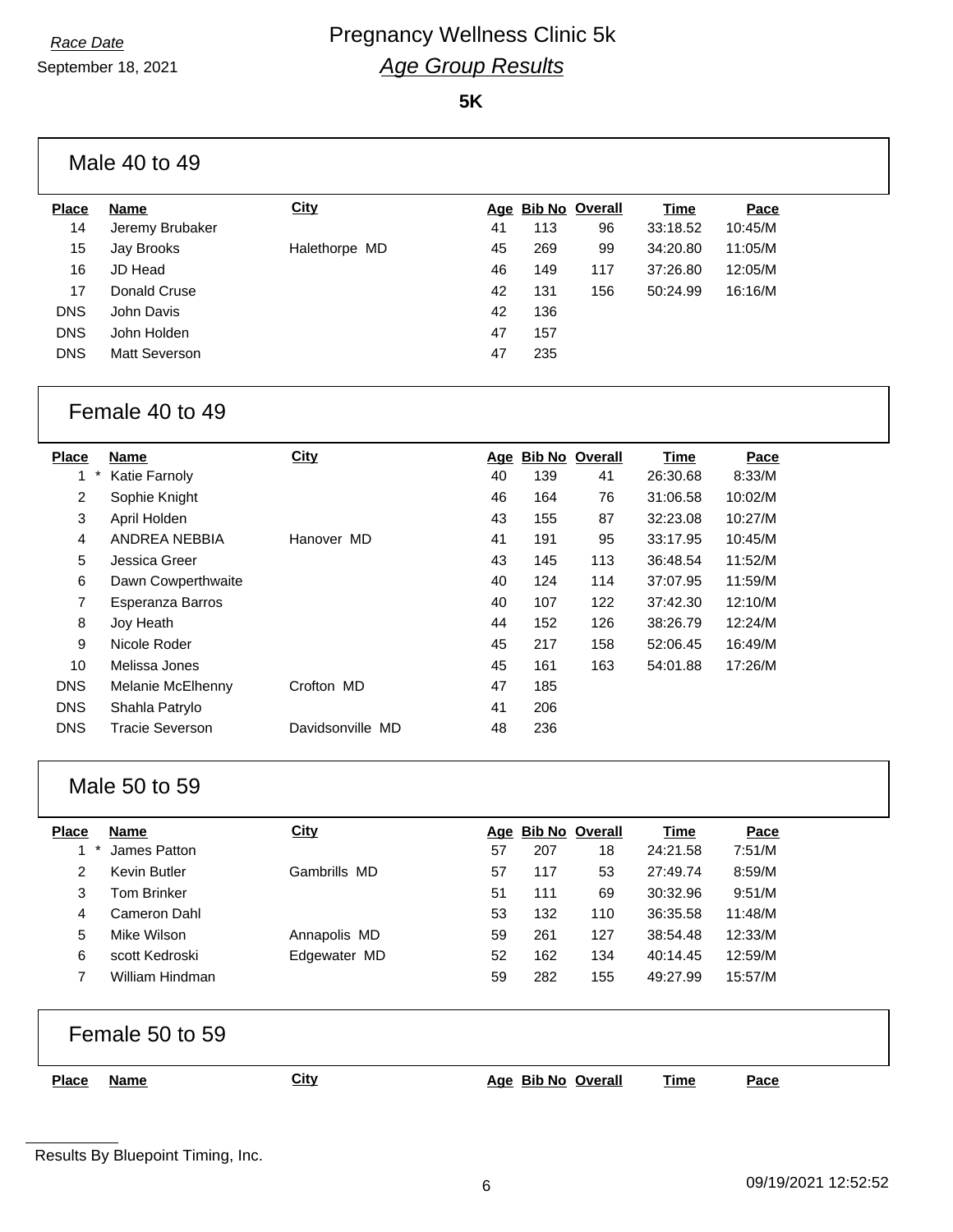*Race Date*
September 18, 2021

# Pregnancy Wellness Clinic 5k
## *Age Group Results*

**5K**

### Male 40 to 49

| Place | Name | City | Age | Bib No | Overall | Time | Pace |
|---|---|---|---|---|---|---|---|
| 14 | Jeremy Brubaker | | 41 | 113 | 96 | 33:18.52 | 10:45/M |
| 15 | Jay Brooks | Halethorpe MD | 45 | 269 | 99 | 34:20.80 | 11:05/M |
| 16 | JD Head | | 46 | 149 | 117 | 37:26.80 | 12:05/M |
| 17 | Donald Cruse | | 42 | 131 | 156 | 50:24.99 | 16:16/M |
| DNS | John Davis | | 42 | 136 | | | |
| DNS | John Holden | | 47 | 157 | | | |
| DNS | Matt Severson | | 47 | 235 | | | |

### Female 40 to 49

| Place | Name | City | Age | Bib No | Overall | Time | Pace |
|---|---|---|---|---|---|---|---|
| 1 * | Katie Farnoly | | 40 | 139 | 41 | 26:30.68 | 8:33/M |
| 2 | Sophie Knight | | 46 | 164 | 76 | 31:06.58 | 10:02/M |
| 3 | April Holden | | 43 | 155 | 87 | 32:23.08 | 10:27/M |
| 4 | ANDREA NEBBIA | Hanover MD | 41 | 191 | 95 | 33:17.95 | 10:45/M |
| 5 | Jessica Greer | | 43 | 145 | 113 | 36:48.54 | 11:52/M |
| 6 | Dawn Cowperthwaite | | 40 | 124 | 114 | 37:07.95 | 11:59/M |
| 7 | Esperanza Barros | | 40 | 107 | 122 | 37:42.30 | 12:10/M |
| 8 | Joy Heath | | 44 | 152 | 126 | 38:26.79 | 12:24/M |
| 9 | Nicole Roder | | 45 | 217 | 158 | 52:06.45 | 16:49/M |
| 10 | Melissa Jones | | 45 | 161 | 163 | 54:01.88 | 17:26/M |
| DNS | Melanie McElhenny | Crofton MD | 47 | 185 | | | |
| DNS | Shahla Patrylo | | 41 | 206 | | | |
| DNS | Tracie Severson | Davidsonville MD | 48 | 236 | | | |

### Male 50 to 59

| Place | Name | City | Age | Bib No | Overall | Time | Pace |
|---|---|---|---|---|---|---|---|
| 1 * | James Patton | | 57 | 207 | 18 | 24:21.58 | 7:51/M |
| 2 | Kevin Butler | Gambrills MD | 57 | 117 | 53 | 27:49.74 | 8:59/M |
| 3 | Tom Brinker | | 51 | 111 | 69 | 30:32.96 | 9:51/M |
| 4 | Cameron Dahl | | 53 | 132 | 110 | 36:35.58 | 11:48/M |
| 5 | Mike Wilson | Annapolis MD | 59 | 261 | 127 | 38:54.48 | 12:33/M |
| 6 | scott Kedroski | Edgewater MD | 52 | 162 | 134 | 40:14.45 | 12:59/M |
| 7 | William Hindman | | 59 | 282 | 155 | 49:27.99 | 15:57/M |

### Female 50 to 59

| Place | Name | City | Age | Bib No | Overall | Time | Pace |
|---|---|---|---|---|---|---|---|

Results By Bluepoint Timing, Inc.

09/19/2021 12:52:52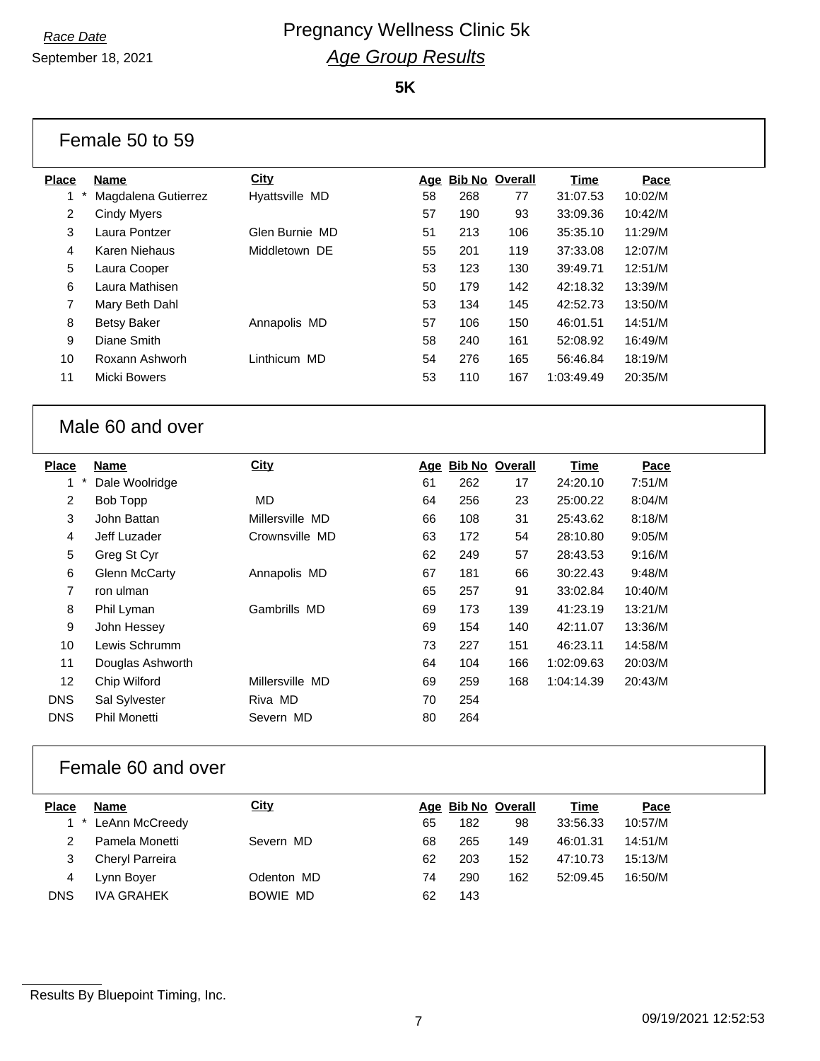*Race Date*

September 18, 2021

# Pregnancy Wellness Clinic 5k

## *Age Group Results*

**5K**

### Female 50 to 59

| Place | Name | City | Age | Bib No | Overall | Time | Pace |
|---|---|---|---|---|---|---|---|
| 1 * | Magdalena Gutierrez | Hyattsville MD | 58 | 268 | 77 | 31:07.53 | 10:02/M |
| 2 | Cindy Myers | | 57 | 190 | 93 | 33:09.36 | 10:42/M |
| 3 | Laura Pontzer | Glen Burnie MD | 51 | 213 | 106 | 35:35.10 | 11:29/M |
| 4 | Karen Niehaus | Middletown DE | 55 | 201 | 119 | 37:33.08 | 12:07/M |
| 5 | Laura Cooper | | 53 | 123 | 130 | 39:49.71 | 12:51/M |
| 6 | Laura Mathisen | | 50 | 179 | 142 | 42:18.32 | 13:39/M |
| 7 | Mary Beth Dahl | | 53 | 134 | 145 | 42:52.73 | 13:50/M |
| 8 | Betsy Baker | Annapolis MD | 57 | 106 | 150 | 46:01.51 | 14:51/M |
| 9 | Diane Smith | | 58 | 240 | 161 | 52:08.92 | 16:49/M |
| 10 | Roxann Ashworh | Linthicum MD | 54 | 276 | 165 | 56:46.84 | 18:19/M |
| 11 | Micki Bowers | | 53 | 110 | 167 | 1:03:49.49 | 20:35/M |

### Male 60 and over

| Place | Name | City | Age | Bib No | Overall | Time | Pace |
|---|---|---|---|---|---|---|---|
| 1 * | Dale Woolridge | | 61 | 262 | 17 | 24:20.10 | 7:51/M |
| 2 | Bob Topp | MD | 64 | 256 | 23 | 25:00.22 | 8:04/M |
| 3 | John Battan | Millersville MD | 66 | 108 | 31 | 25:43.62 | 8:18/M |
| 4 | Jeff Luzader | Crownsville MD | 63 | 172 | 54 | 28:10.80 | 9:05/M |
| 5 | Greg St Cyr | | 62 | 249 | 57 | 28:43.53 | 9:16/M |
| 6 | Glenn McCarty | Annapolis MD | 67 | 181 | 66 | 30:22.43 | 9:48/M |
| 7 | ron ulman | | 65 | 257 | 91 | 33:02.84 | 10:40/M |
| 8 | Phil Lyman | Gambrills MD | 69 | 173 | 139 | 41:23.19 | 13:21/M |
| 9 | John Hessey | | 69 | 154 | 140 | 42:11.07 | 13:36/M |
| 10 | Lewis Schrumm | | 73 | 227 | 151 | 46:23.11 | 14:58/M |
| 11 | Douglas Ashworth | | 64 | 104 | 166 | 1:02:09.63 | 20:03/M |
| 12 | Chip Wilford | Millersville MD | 69 | 259 | 168 | 1:04:14.39 | 20:43/M |
| DNS | Sal Sylvester | Riva MD | 70 | 254 | | | |
| DNS | Phil Monetti | Severn MD | 80 | 264 | | | |

### Female 60 and over

| Place | Name | City | Age | Bib No | Overall | Time | Pace |
|---|---|---|---|---|---|---|---|
| 1 * | LeAnn McCreedy | | 65 | 182 | 98 | 33:56.33 | 10:57/M |
| 2 | Pamela Monetti | Severn MD | 68 | 265 | 149 | 46:01.31 | 14:51/M |
| 3 | Cheryl Parreira | | 62 | 203 | 152 | 47:10.73 | 15:13/M |
| 4 | Lynn Boyer | Odenton MD | 74 | 290 | 162 | 52:09.45 | 16:50/M |
| DNS | IVA GRAHEK | BOWIE MD | 62 | 143 | | | |

Results By Bluepoint Timing, Inc.

09/19/2021 12:52:53